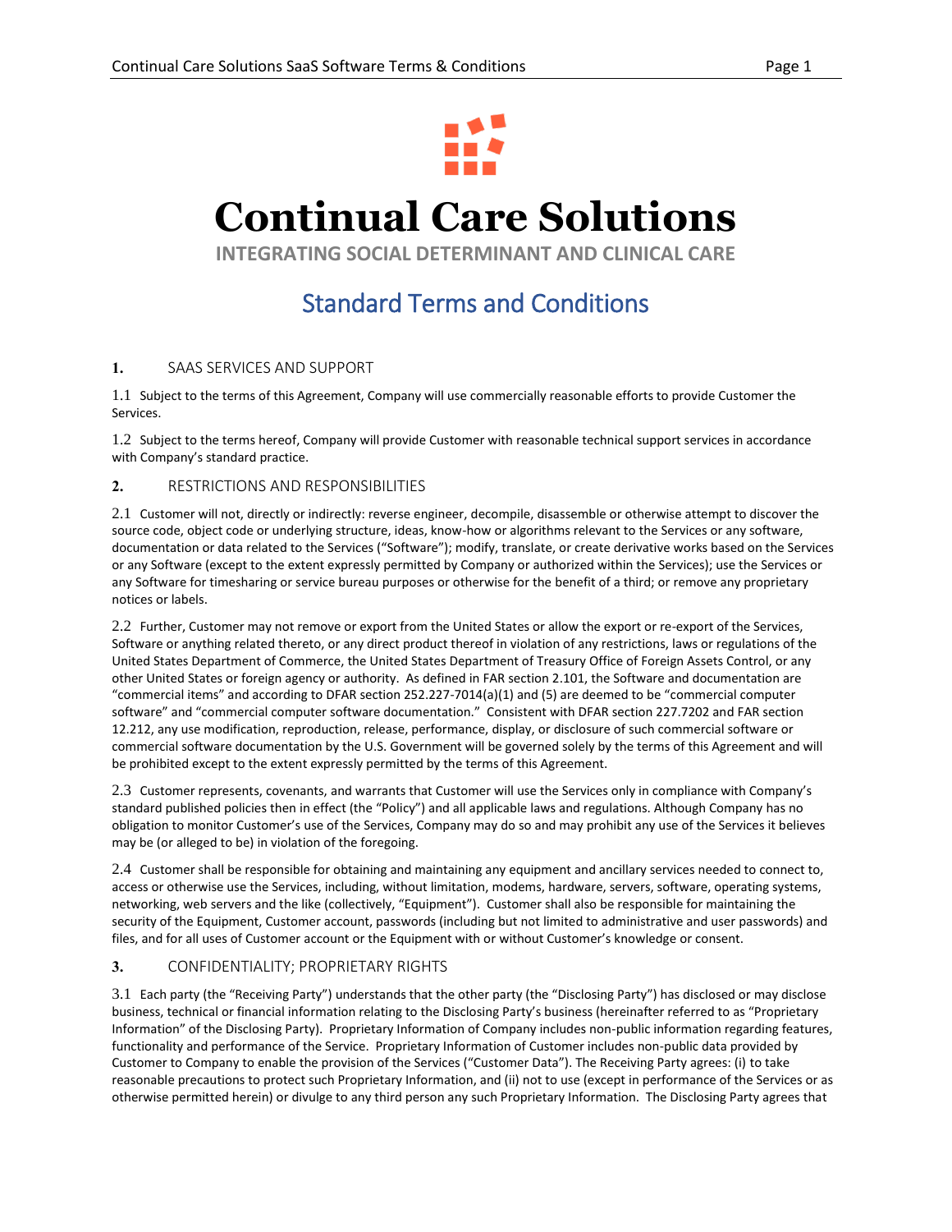# Continual Care Solutions

**INTEGRATING SOCIAL DETERMINANT AND CLINICAL CARE**

## Standard Terms and Conditions

### 1. SAAS SERVICES AND SUPPORT

1.1 Subject to the terms of this Agreement, Company will use commercially reasonable efforts to provide Customer the Services.

1.2 Subject to the terms hereof, Company will provide Customer with reasonable technical support services in accordance with Company's standard practice.

### 2. RESTRICTIONS AND RESPONSIBILITIES

2.1 Customer will not, directly or indirectly: reverse engineer, decompile, disassemble or otherwise attempt to discover the source code, object code or underlying structure, ideas, know-how or algorithms relevant to the Services or any software, documentation or data related to the Services ("Software"); modify, translate, or create derivative works based on the Services or any Software (except to the extent expressly permitted by Company or authorized within the Services); use the Services or any Software for timesharing or service bureau purposes or otherwise for the benefit of a third; or remove any proprietary notices or labels.

2.2 Further, Customer may not remove or export from the United States or allow the export or re-export of the Services, Software or anything related thereto, or any direct product thereof in violation of any restrictions, laws or regulations of the United States Department of Commerce, the United States Department of Treasury Office of Foreign Assets Control, or any other United States or foreign agency or authority. As defined in FAR section 2.101, the Software and documentation are "commercial items" and according to DFAR section 252.227-7014(a)(1) and (5) are deemed to be "commercial computer software" and "commercial computer software documentation." Consistent with DFAR section 227.7202 and FAR section 12.212, any use modification, reproduction, release, performance, display, or disclosure of such commercial software or commercial software documentation by the U.S. Government will be governed solely by the terms of this Agreement and will be prohibited except to the extent expressly permitted by the terms of this Agreement.

2.3 Customer represents, covenants, and warrants that Customer will use the Services only in compliance with Company's standard published policies then in effect (the "Policy") and all applicable laws and regulations. Although Company has no obligation to monitor Customer's use of the Services, Company may do so and may prohibit any use of the Services it believes may be (or alleged to be) in violation of the foregoing.

2.4 Customer shall be responsible for obtaining and maintaining any equipment and ancillary services needed to connect to, access or otherwise use the Services, including, without limitation, modems, hardware, servers, software, operating systems, networking, web servers and the like (collectively, "Equipment"). Customer shall also be responsible for maintaining the security of the Equipment, Customer account, passwords (including but not limited to administrative and user passwords) and files, and for all uses of Customer account or the Equipment with or without Customer's knowledge or consent.

### 3. CONFIDENTIALITY; PROPRIETARY RIGHTS

3.1 Each party (the "Receiving Party") understands that the other party (the "Disclosing Party") has disclosed or may disclose business, technical or financial information relating to the Disclosing Party's business (hereinafter referred to as "Proprietary Information" of the Disclosing Party). Proprietary Information of Company includes non-public information regarding features, functionality and performance of the Service. Proprietary Information of Customer includes non-public data provided by Customer to Company to enable the provision of the Services ("Customer Data"). The Receiving Party agrees: (i) to take reasonable precautions to protect such Proprietary Information, and (ii) not to use (except in performance of the Services or as otherwise permitted herein) or divulge to any third person any such Proprietary Information. The Disclosing Party agrees that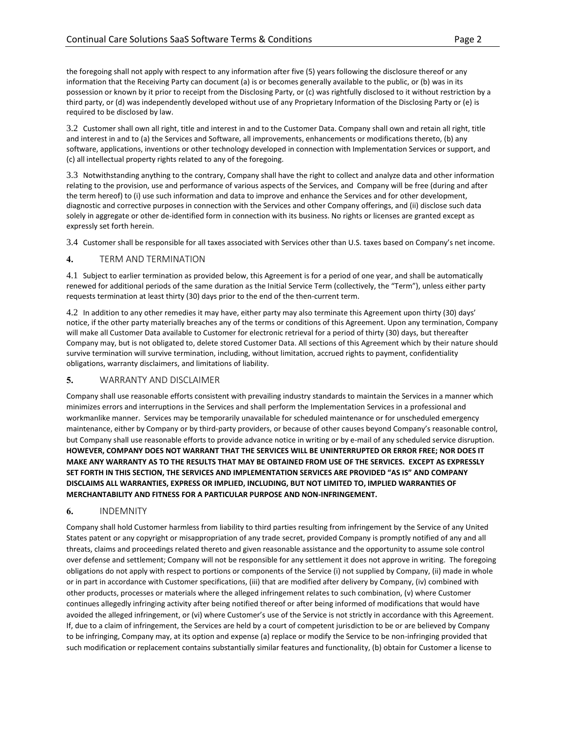the foregoing shall not apply with respect to any information after five (5) years following the disclosure thereof or any information that the Receiving Party can document (a) is or becomes generally available to the public, or (b) was in its possession or known by it prior to receipt from the Disclosing Party, or (c) was rightfully disclosed to it without restriction by a third party, or (d) was independently developed without use of any Proprietary Information of the Disclosing Party or (e) is required to be disclosed by law.

3.2 Customer shall own all right, title and interest in and to the Customer Data. Company shall own and retain all right, title and interest in and to (a) the Services and Software, all improvements, enhancements or modifications thereto, (b) any software, applications, inventions or other technology developed in connection with Implementation Services or support, and (c) all intellectual property rights related to any of the foregoing.

3.3 Notwithstanding anything to the contrary, Company shall have the right to collect and analyze data and other information relating to the provision, use and performance of various aspects of the Services, and Company will be free (during and after the term hereof) to (i) use such information and data to improve and enhance the Services and for other development, diagnostic and corrective purposes in connection with the Services and other Company offerings, and (ii) disclose such data solely in aggregate or other de-identified form in connection with its business. No rights or licenses are granted except as expressly set forth herein.

3.4 Customer shall be responsible for all taxes associated with Services other than U.S. taxes based on Company's net income.

## 4. TERM AND TERMINATION

4.1 Subject to earlier termination as provided below, this Agreement is for a period of one year, and shall be automatically renewed for additional periods of the same duration as the Initial Service Term (collectively, the "Term"), unless either party requests termination at least thirty (30) days prior to the end of the then-current term.

4.2 In addition to any other remedies it may have, either party may also terminate this Agreement upon thirty (30) days' notice, if the other party materially breaches any of the terms or conditions of this Agreement. Upon any termination, Company will make all Customer Data available to Customer for electronic retrieval for a period of thirty (30) days, but thereafter Company may, but is not obligated to, delete stored Customer Data. All sections of this Agreement which by their nature should survive termination will survive termination, including, without limitation, accrued rights to payment, confidentiality obligations, warranty disclaimers, and limitations of liability.

## 5. WARRANTY AND DISCLAIMER

Company shall use reasonable efforts consistent with prevailing industry standards to maintain the Services in a manner which minimizes errors and interruptions in the Services and shall perform the Implementation Services in a professional and workmanlike manner. Services may be temporarily unavailable for scheduled maintenance or for unscheduled emergency maintenance, either by Company or by third-party providers, or because of other causes beyond Company's reasonable control, but Company shall use reasonable efforts to provide advance notice in writing or by e-mail of any scheduled service disruption. **HOWEVER, COMPANY DOES NOT WARRANT THAT THE SERVICES WILL BE UNINTERRUPTED OR ERROR FREE; NOR DOES IT MAKE ANY WARRANTY AS TO THE RESULTS THAT MAY BE OBTAINED FROM USE OF THE SERVICES. EXCEPT AS EXPRESSLY SET FORTH IN THIS SECTION, THE SERVICES AND IMPLEMENTATION SERVICES ARE PROVIDED "AS IS" AND COMPANY DISCLAIMS ALL WARRANTIES, EXPRESS OR IMPLIED, INCLUDING, BUT NOT LIMITED TO, IMPLIED WARRANTIES OF MERCHANTABILITY AND FITNESS FOR A PARTICULAR PURPOSE AND NON-INFRINGEMENT.**

## 6. INDEMNITY

Company shall hold Customer harmless from liability to third parties resulting from infringement by the Service of any United States patent or any copyright or misappropriation of any trade secret, provided Company is promptly notified of any and all threats, claims and proceedings related thereto and given reasonable assistance and the opportunity to assume sole control over defense and settlement; Company will not be responsible for any settlement it does not approve in writing. The foregoing obligations do not apply with respect to portions or components of the Service (i) not supplied by Company, (ii) made in whole or in part in accordance with Customer specifications, (iii) that are modified after delivery by Company, (iv) combined with other products, processes or materials where the alleged infringement relates to such combination, (v) where Customer continues allegedly infringing activity after being notified thereof or after being informed of modifications that would have avoided the alleged infringement, or (vi) where Customer's use of the Service is not strictly in accordance with this Agreement. If, due to a claim of infringement, the Services are held by a court of competent jurisdiction to be or are believed by Company to be infringing, Company may, at its option and expense (a) replace or modify the Service to be non-infringing provided that such modification or replacement contains substantially similar features and functionality, (b) obtain for Customer a license to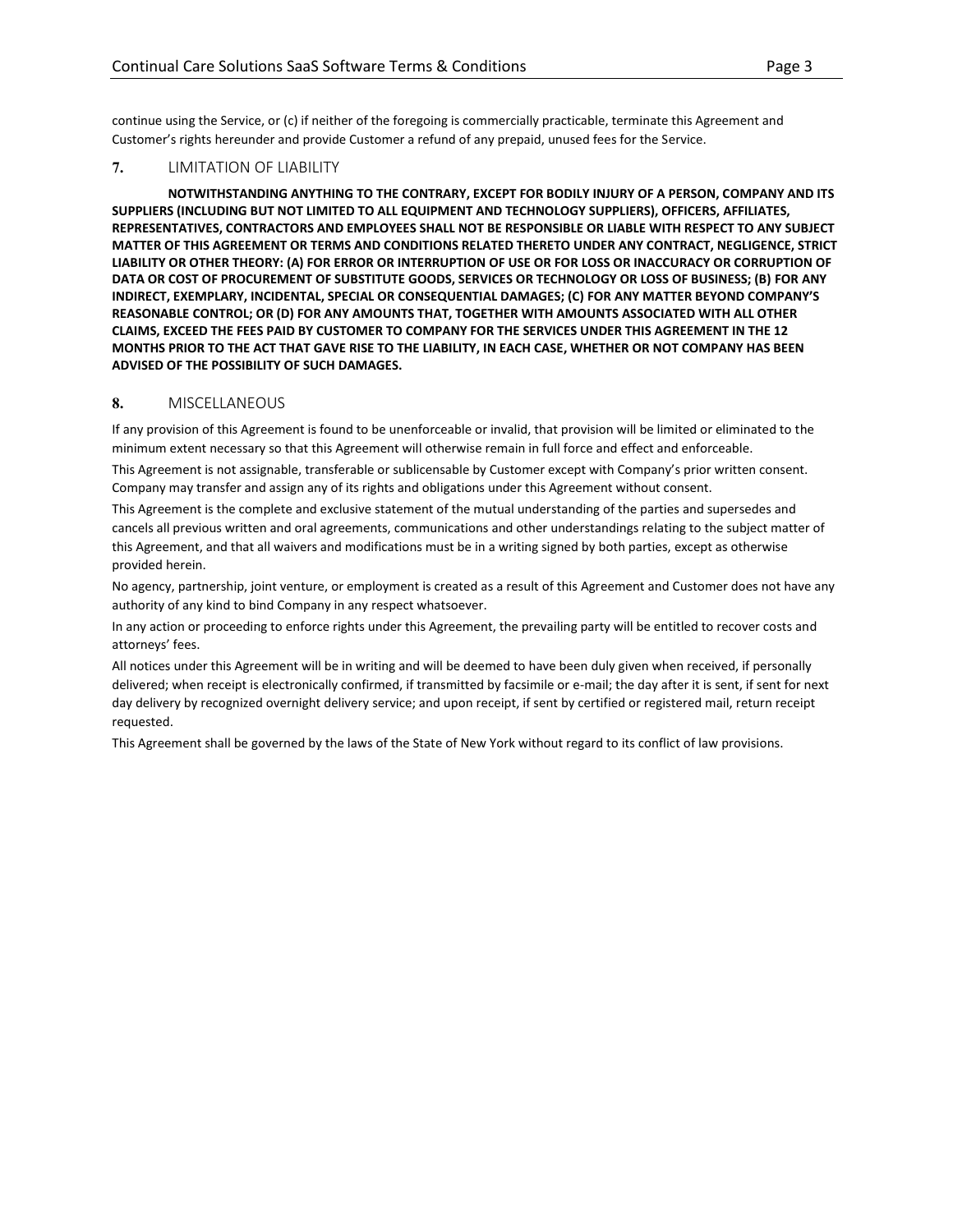continue using the Service, or (c) if neither of the foregoing is commercially practicable, terminate this Agreement and Customer's rights hereunder and provide Customer a refund of any prepaid, unused fees for the Service.

## 7. LIMITATION OF LIABILITY

**NOTWITHSTANDING ANYTHING TO THE CONTRARY, EXCEPT FOR BODILY INJURY OF A PERSON, COMPANY AND ITS SUPPLIERS (INCLUDING BUT NOT LIMITED TO ALL EQUIPMENT AND TECHNOLOGY SUPPLIERS), OFFICERS, AFFILIATES, REPRESENTATIVES, CONTRACTORS AND EMPLOYEES SHALL NOT BE RESPONSIBLE OR LIABLE WITH RESPECT TO ANY SUBJECT MATTER OF THIS AGREEMENT OR TERMS AND CONDITIONS RELATED THERETO UNDER ANY CONTRACT, NEGLIGENCE, STRICT LIABILITY OR OTHER THEORY: (A) FOR ERROR OR INTERRUPTION OF USE OR FOR LOSS OR INACCURACY OR CORRUPTION OF DATA OR COST OF PROCUREMENT OF SUBSTITUTE GOODS, SERVICES OR TECHNOLOGY OR LOSS OF BUSINESS; (B) FOR ANY INDIRECT, EXEMPLARY, INCIDENTAL, SPECIAL OR CONSEQUENTIAL DAMAGES; (C) FOR ANY MATTER BEYOND COMPANY'S REASONABLE CONTROL; OR (D) FOR ANY AMOUNTS THAT, TOGETHER WITH AMOUNTS ASSOCIATED WITH ALL OTHER CLAIMS, EXCEED THE FEES PAID BY CUSTOMER TO COMPANY FOR THE SERVICES UNDER THIS AGREEMENT IN THE 12 MONTHS PRIOR TO THE ACT THAT GAVE RISE TO THE LIABILITY, IN EACH CASE, WHETHER OR NOT COMPANY HAS BEEN ADVISED OF THE POSSIBILITY OF SUCH DAMAGES.**

## 8. MISCELLANEOUS

If any provision of this Agreement is found to be unenforceable or invalid, that provision will be limited or eliminated to the minimum extent necessary so that this Agreement will otherwise remain in full force and effect and enforceable.

This Agreement is not assignable, transferable or sublicensable by Customer except with Company's prior written consent. Company may transfer and assign any of its rights and obligations under this Agreement without consent.

This Agreement is the complete and exclusive statement of the mutual understanding of the parties and supersedes and cancels all previous written and oral agreements, communications and other understandings relating to the subject matter of this Agreement, and that all waivers and modifications must be in a writing signed by both parties, except as otherwise provided herein.

No agency, partnership, joint venture, or employment is created as a result of this Agreement and Customer does not have any authority of any kind to bind Company in any respect whatsoever.

In any action or proceeding to enforce rights under this Agreement, the prevailing party will be entitled to recover costs and attorneys' fees.

All notices under this Agreement will be in writing and will be deemed to have been duly given when received, if personally delivered; when receipt is electronically confirmed, if transmitted by facsimile or e-mail; the day after it is sent, if sent for next day delivery by recognized overnight delivery service; and upon receipt, if sent by certified or registered mail, return receipt requested.

This Agreement shall be governed by the laws of the State of New York without regard to its conflict of law provisions.